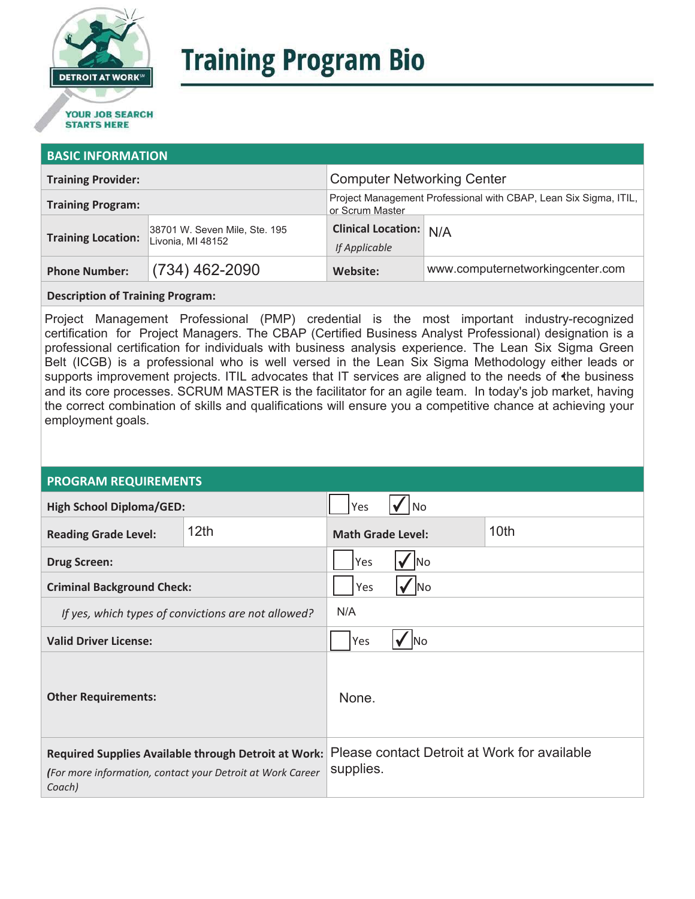DETROIT AT WORK℠

YOUR JOB SEARCH STARTS HERE

# Training Program Bio

## BASIC INFORMATION

| | | | |
|---|---|---|---|
| **Training Provider:** | | Computer Networking Center | |
| **Training Program:** | | Project Management Professional with CBAP, Lean Six Sigma, ITIL, or Scrum Master | |
| **Training Location:** | 38701 W. Seven Mile, Ste. 195 Livonia, MI 48152 | **Clinical Location:** *If Applicable* | N/A |
| **Phone Number:** | (734) 462-2090 | **Website:** | www.computernetworkingcenter.com |

**Description of Training Program:**

Project Management Professional (PMP) credential is the most important industry-recognized certification for Project Managers. The CBAP (Certified Business Analyst Professional) designation is a professional certification for individuals with business analysis experience. The Lean Six Sigma Green Belt (ICGB) is a professional who is well versed in the Lean Six Sigma Methodology either leads or supports improvement projects. ITIL advocates that IT services are aligned to the needs of the business and its core processes. SCRUM MASTER is the facilitator for an agile team. In today's job market, having the correct combination of skills and qualifications will ensure you a competitive chance at achieving your employment goals.

## PROGRAM REQUIREMENTS

| | | | |
|---|---|---|---|
| **High School Diploma/GED:** | | ☐ Yes ☑ No | |
| **Reading Grade Level:** | 12th | **Math Grade Level:** | 10th |
| **Drug Screen:** | | ☐ Yes ☑ No | |
| **Criminal Background Check:** | | ☐ Yes ☑ No | |
| *If yes, which types of convictions are not allowed?* | | N/A | |
| **Valid Driver License:** | | ☐ Yes ☑ No | |
| **Other Requirements:** | | None. | |
| **Required Supplies Available through Detroit at Work:** *(For more information, contact your Detroit at Work Career Coach)* | | Please contact Detroit at Work for available supplies. | |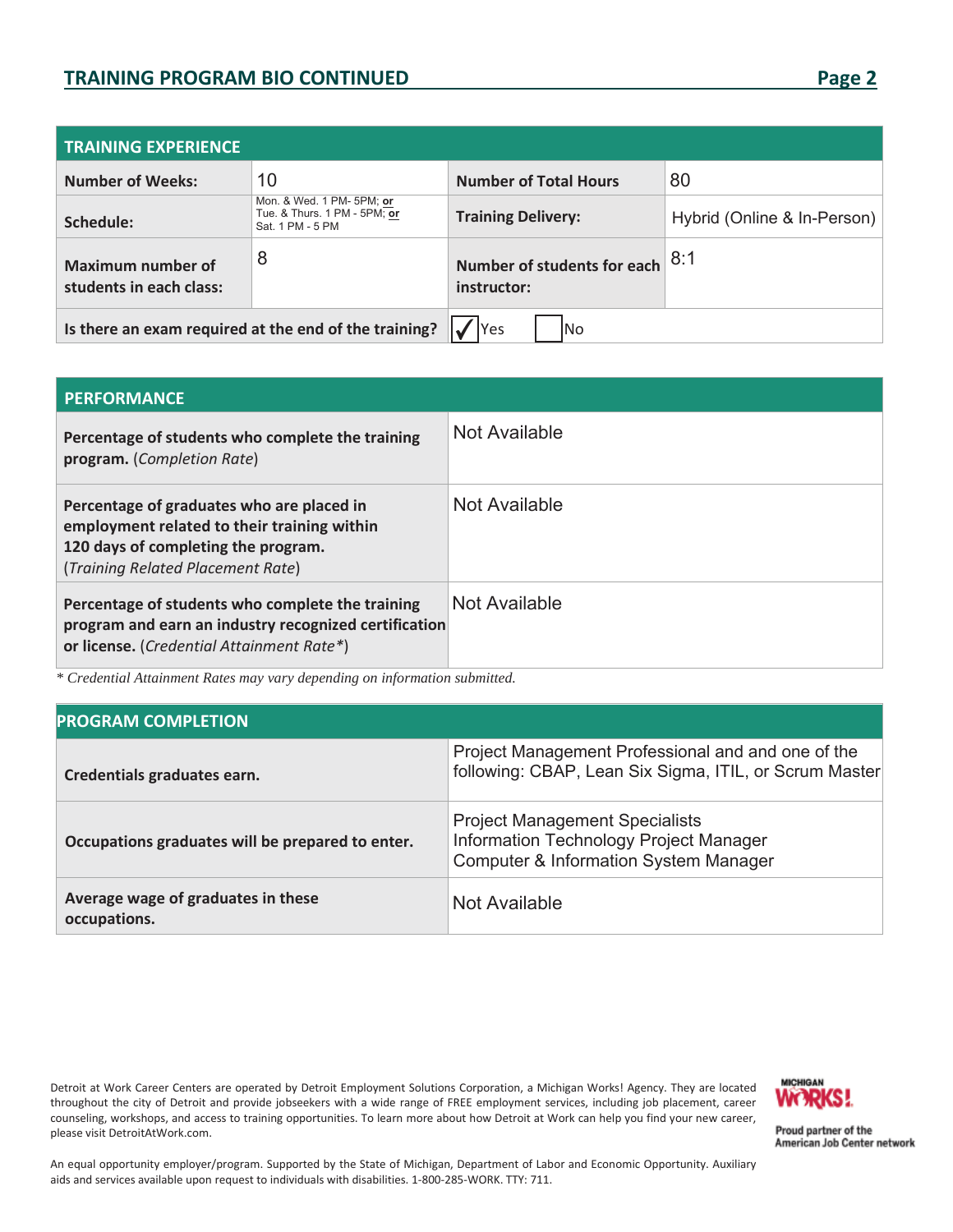## TRAINING PROGRAM BIO CONTINUED

| TRAINING EXPERIENCE | | | |
|---|---|---|---|
| **Number of Weeks:** | 10 | **Number of Total Hours** | 80 |
| **Schedule:** | Mon. & Wed. 1 PM- 5PM; **or** Tue. & Thurs. 1 PM - 5PM; **or** Sat. 1 PM - 5 PM | **Training Delivery:** | Hybrid (Online & In-Person) |
| **Maximum number of students in each class:** | 8 | **Number of students for each instructor:** | 8:1 |
| **Is there an exam required at the end of the training?** | ☑ Yes ☐ No | | |

| PERFORMANCE | |
|---|---|
| **Percentage of students who complete the training program.** (*Completion Rate*) | Not Available |
| **Percentage of graduates who are placed in employment related to their training within 120 days of completing the program.** (*Training Related Placement Rate*) | Not Available |
| **Percentage of students who complete the training program and earn an industry recognized certification or license.** (*Credential Attainment Rate**) | Not Available |

*\* Credential Attainment Rates may vary depending on information submitted.*

| PROGRAM COMPLETION | |
|---|---|
| **Credentials graduates earn.** | Project Management Professional and and one of the following: CBAP, Lean Six Sigma, ITIL, or Scrum Master |
| **Occupations graduates will be prepared to enter.** | Project Management Specialists<br>Information Technology Project Manager<br>Computer & Information System Manager |
| **Average wage of graduates in these occupations.** | Not Available |

Detroit at Work Career Centers are operated by Detroit Employment Solutions Corporation, a Michigan Works! Agency. They are located throughout the city of Detroit and provide jobseekers with a wide range of FREE employment services, including job placement, career counseling, workshops, and access to training opportunities. To learn more about how Detroit at Work can help you find your new career, please visit DetroitAtWork.com.

Michigan Works! Proud partner of the American Job Center network

An equal opportunity employer/program. Supported by the State of Michigan, Department of Labor and Economic Opportunity. Auxiliary aids and services available upon request to individuals with disabilities. 1-800-285-WORK. TTY: 711.